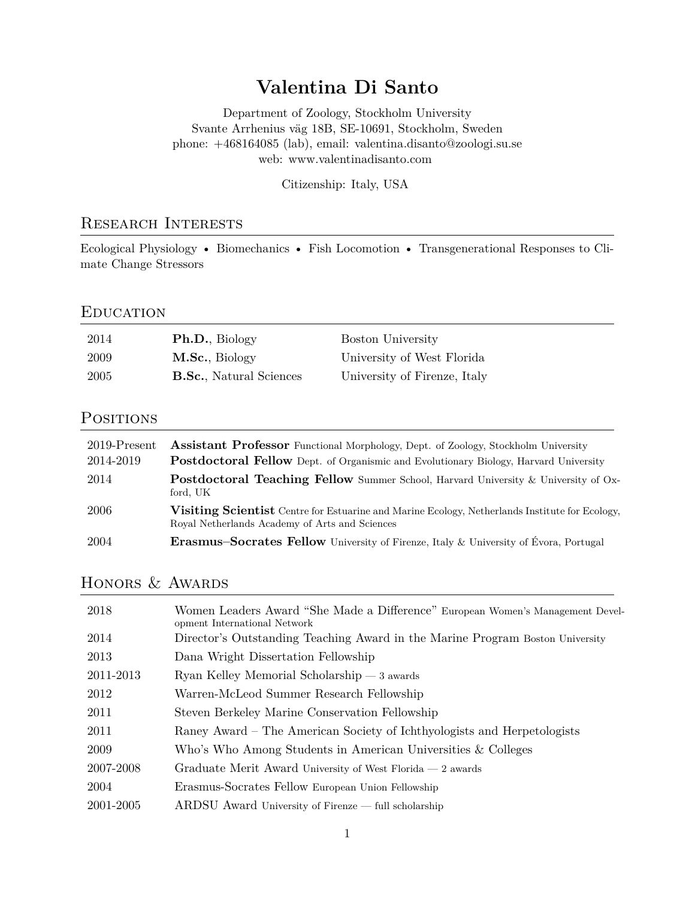# Valentina Di Santo

Department of Zoology, Stockholm University
Svante Arrhenius väg 18B, SE-10691, Stockholm, Sweden
phone: +468164085 (lab), email: valentina.disanto@zoologi.su.se
web: www.valentinadisanto.com

Citizenship: Italy, USA

## Research Interests

Ecological Physiology • Biomechanics • Fish Locomotion • Transgenerational Responses to Climate Change Stressors

## Education

| | | |
|---|---|---|
| 2014 | **Ph.D.**, Biology | Boston University |
| 2009 | **M.Sc.**, Biology | University of West Florida |
| 2005 | **B.Sc.**, Natural Sciences | University of Firenze, Italy |

## Positions

| | |
|---|---|
| 2019-Present | **Assistant Professor** Functional Morphology, Dept. of Zoology, Stockholm University |
| 2014-2019 | **Postdoctoral Fellow** Dept. of Organismic and Evolutionary Biology, Harvard University |
| 2014 | **Postdoctoral Teaching Fellow** Summer School, Harvard University & University of Oxford, UK |
| 2006 | **Visiting Scientist** Centre for Estuarine and Marine Ecology, Netherlands Institute for Ecology, Royal Netherlands Academy of Arts and Sciences |
| 2004 | **Erasmus–Socrates Fellow** University of Firenze, Italy & University of Évora, Portugal |

## Honors & Awards

| | |
|---|---|
| 2018 | Women Leaders Award "She Made a Difference" European Women's Management Development International Network |
| 2014 | Director's Outstanding Teaching Award in the Marine Program Boston University |
| 2013 | Dana Wright Dissertation Fellowship |
| 2011-2013 | Ryan Kelley Memorial Scholarship — 3 awards |
| 2012 | Warren-McLeod Summer Research Fellowship |
| 2011 | Steven Berkeley Marine Conservation Fellowship |
| 2011 | Raney Award – The American Society of Ichthyologists and Herpetologists |
| 2009 | Who's Who Among Students in American Universities & Colleges |
| 2007-2008 | Graduate Merit Award University of West Florida — 2 awards |
| 2004 | Erasmus-Socrates Fellow European Union Fellowship |
| 2001-2005 | ARDSU Award University of Firenze — full scholarship |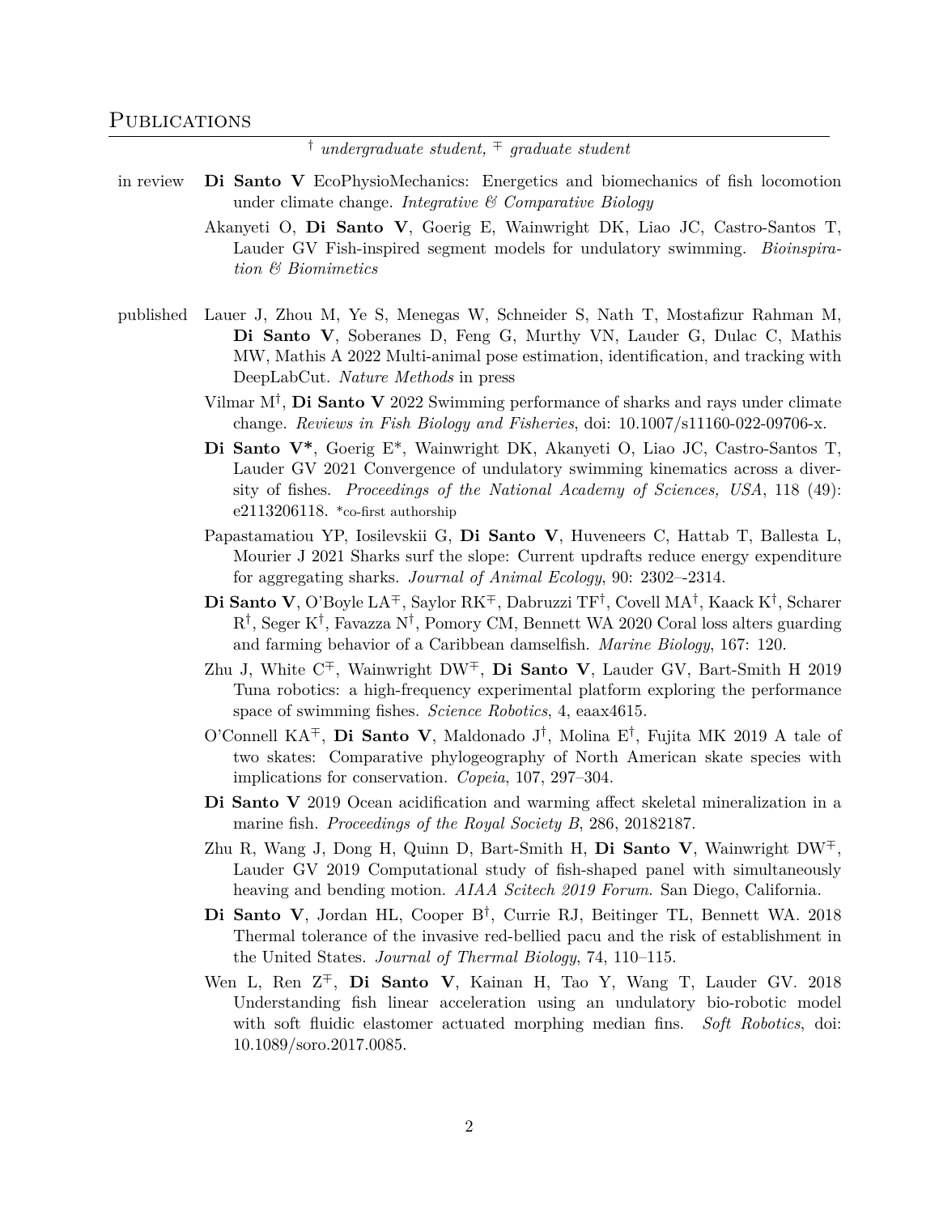## Publications

† *undergraduate student,* ∓ *graduate student*

**in review**

**Di Santo V** EcoPhysioMechanics: Energetics and biomechanics of fish locomotion under climate change. *Integrative & Comparative Biology*

Akanyeti O, **Di Santo V**, Goerig E, Wainwright DK, Liao JC, Castro-Santos T, Lauder GV Fish-inspired segment models for undulatory swimming. *Bioinspiration & Biomimetics*

**published**

Lauer J, Zhou M, Ye S, Menegas W, Schneider S, Nath T, Mostafizur Rahman M, **Di Santo V**, Soberanes D, Feng G, Murthy VN, Lauder G, Dulac C, Mathis MW, Mathis A 2022 Multi-animal pose estimation, identification, and tracking with DeepLabCut. *Nature Methods* in press

Vilmar M†, **Di Santo V** 2022 Swimming performance of sharks and rays under climate change. *Reviews in Fish Biology and Fisheries*, doi: 10.1007/s11160-022-09706-x.

**Di Santo V\***, Goerig E\*, Wainwright DK, Akanyeti O, Liao JC, Castro-Santos T, Lauder GV 2021 Convergence of undulatory swimming kinematics across a diversity of fishes. *Proceedings of the National Academy of Sciences, USA*, 118 (49): e2113206118. \*co-first authorship

Papastamatiou YP, Iosilevskii G, **Di Santo V**, Huveneers C, Hattab T, Ballesta L, Mourier J 2021 Sharks surf the slope: Current updrafts reduce energy expenditure for aggregating sharks. *Journal of Animal Ecology*, 90: 2302–-2314.

**Di Santo V**, O'Boyle LA∓, Saylor RK∓, Dabruzzi TF†, Covell MA†, Kaack K†, Scharer R†, Seger K†, Favazza N†, Pomory CM, Bennett WA 2020 Coral loss alters guarding and farming behavior of a Caribbean damselfish. *Marine Biology*, 167: 120.

Zhu J, White C∓, Wainwright DW∓, **Di Santo V**, Lauder GV, Bart-Smith H 2019 Tuna robotics: a high-frequency experimental platform exploring the performance space of swimming fishes. *Science Robotics*, 4, eaax4615.

O'Connell KA∓, **Di Santo V**, Maldonado J†, Molina E†, Fujita MK 2019 A tale of two skates: Comparative phylogeography of North American skate species with implications for conservation. *Copeia*, 107, 297–304.

**Di Santo V** 2019 Ocean acidification and warming affect skeletal mineralization in a marine fish. *Proceedings of the Royal Society B*, 286, 20182187.

Zhu R, Wang J, Dong H, Quinn D, Bart-Smith H, **Di Santo V**, Wainwright DW∓, Lauder GV 2019 Computational study of fish-shaped panel with simultaneously heaving and bending motion. *AIAA Scitech 2019 Forum*. San Diego, California.

**Di Santo V**, Jordan HL, Cooper B†, Currie RJ, Beitinger TL, Bennett WA. 2018 Thermal tolerance of the invasive red-bellied pacu and the risk of establishment in the United States. *Journal of Thermal Biology*, 74, 110–115.

Wen L, Ren Z∓, **Di Santo V**, Kainan H, Tao Y, Wang T, Lauder GV. 2018 Understanding fish linear acceleration using an undulatory bio-robotic model with soft fluidic elastomer actuated morphing median fins. *Soft Robotics*, doi: 10.1089/soro.2017.0085.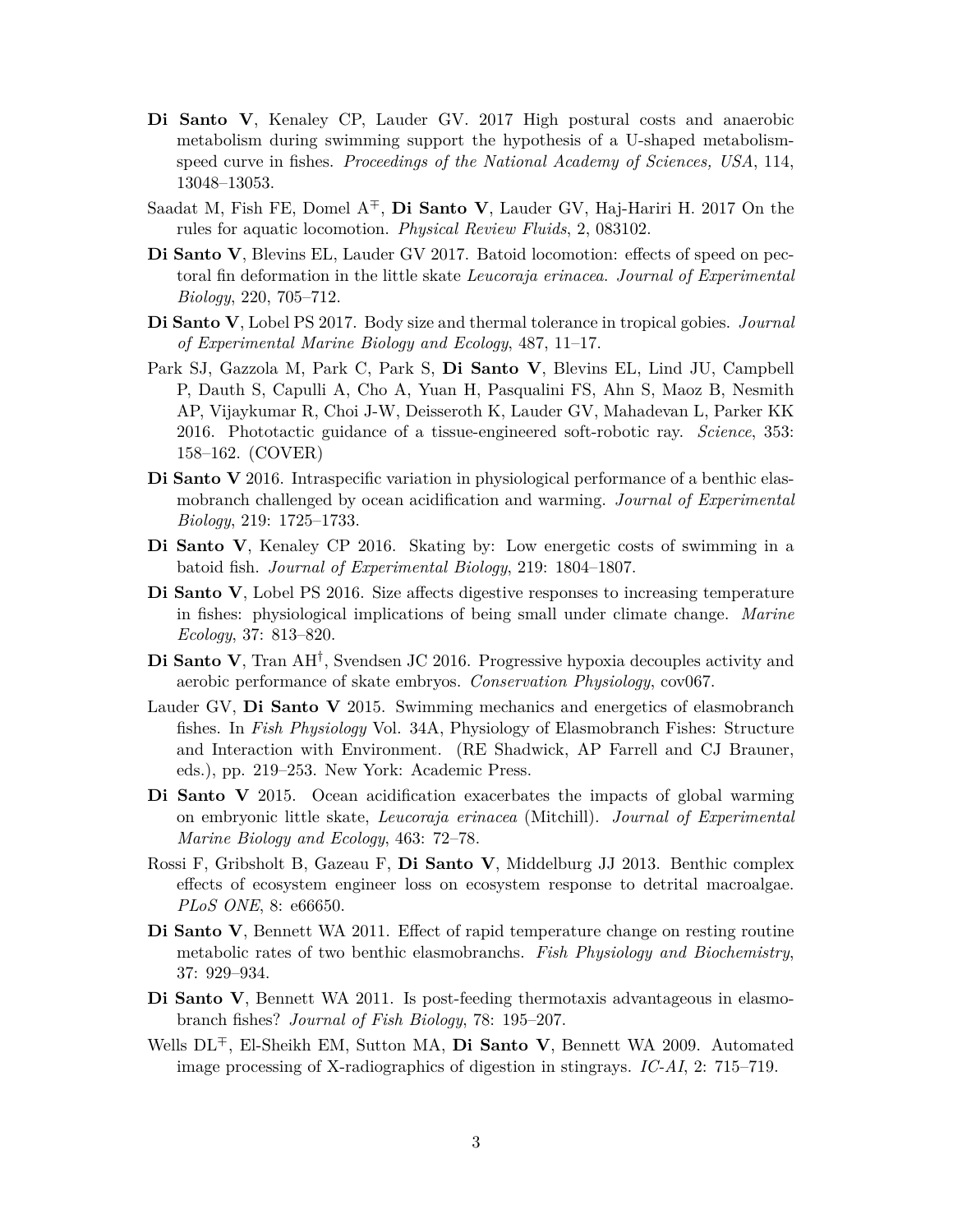- **Di Santo V**, Kenaley CP, Lauder GV. 2017 High postural costs and anaerobic metabolism during swimming support the hypothesis of a U-shaped metabolism-speed curve in fishes. *Proceedings of the National Academy of Sciences, USA*, 114, 13048–13053.
- Saadat M, Fish FE, Domel A[∓], **Di Santo V**, Lauder GV, Haj-Hariri H. 2017 On the rules for aquatic locomotion. *Physical Review Fluids*, 2, 083102.
- **Di Santo V**, Blevins EL, Lauder GV 2017. Batoid locomotion: effects of speed on pectoral fin deformation in the little skate *Leucoraja erinacea*. *Journal of Experimental Biology*, 220, 705–712.
- **Di Santo V**, Lobel PS 2017. Body size and thermal tolerance in tropical gobies. *Journal of Experimental Marine Biology and Ecology*, 487, 11–17.
- Park SJ, Gazzola M, Park C, Park S, **Di Santo V**, Blevins EL, Lind JU, Campbell P, Dauth S, Capulli A, Cho A, Yuan H, Pasqualini FS, Ahn S, Maoz B, Nesmith AP, Vijaykumar R, Choi J-W, Deisseroth K, Lauder GV, Mahadevan L, Parker KK 2016. Phototactic guidance of a tissue-engineered soft-robotic ray. *Science*, 353: 158–162. (COVER)
- **Di Santo V** 2016. Intraspecific variation in physiological performance of a benthic elasmobranch challenged by ocean acidification and warming. *Journal of Experimental Biology*, 219: 1725–1733.
- **Di Santo V**, Kenaley CP 2016. Skating by: Low energetic costs of swimming in a batoid fish. *Journal of Experimental Biology*, 219: 1804–1807.
- **Di Santo V**, Lobel PS 2016. Size affects digestive responses to increasing temperature in fishes: physiological implications of being small under climate change. *Marine Ecology*, 37: 813–820.
- **Di Santo V**, Tran AH[†], Svendsen JC 2016. Progressive hypoxia decouples activity and aerobic performance of skate embryos. *Conservation Physiology*, cov067.
- Lauder GV, **Di Santo V** 2015. Swimming mechanics and energetics of elasmobranch fishes. In *Fish Physiology* Vol. 34A, Physiology of Elasmobranch Fishes: Structure and Interaction with Environment. (RE Shadwick, AP Farrell and CJ Brauner, eds.), pp. 219–253. New York: Academic Press.
- **Di Santo V** 2015. Ocean acidification exacerbates the impacts of global warming on embryonic little skate, *Leucoraja erinacea* (Mitchill). *Journal of Experimental Marine Biology and Ecology*, 463: 72–78.
- Rossi F, Gribsholt B, Gazeau F, **Di Santo V**, Middelburg JJ 2013. Benthic complex effects of ecosystem engineer loss on ecosystem response to detrital macroalgae. *PLoS ONE*, 8: e66650.
- **Di Santo V**, Bennett WA 2011. Effect of rapid temperature change on resting routine metabolic rates of two benthic elasmobranchs. *Fish Physiology and Biochemistry*, 37: 929–934.
- **Di Santo V**, Bennett WA 2011. Is post-feeding thermotaxis advantageous in elasmobranch fishes? *Journal of Fish Biology*, 78: 195–207.
- Wells DL[∓], El-Sheikh EM, Sutton MA, **Di Santo V**, Bennett WA 2009. Automated image processing of X-radiographics of digestion in stingrays. *IC-AI*, 2: 715–719.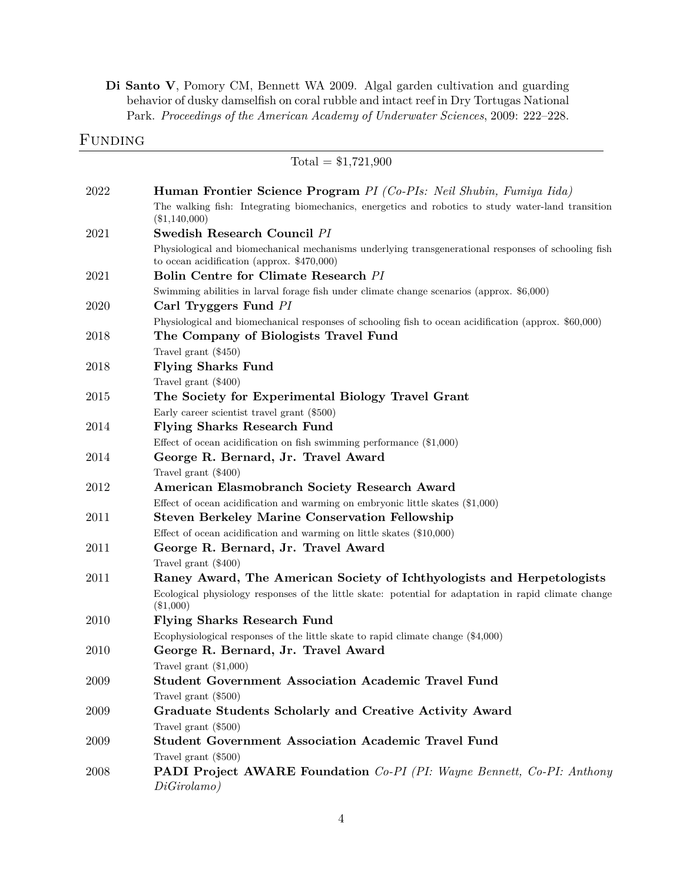**Di Santo V**, Pomory CM, Bennett WA 2009. Algal garden cultivation and guarding behavior of dusky damselfish on coral rubble and intact reef in Dry Tortugas National Park. *Proceedings of the American Academy of Underwater Sciences*, 2009: 222–228.

## Funding

Total = \$1,721,900

2022 **Human Frontier Science Program** *PI (Co-PIs: Neil Shubin, Fumiya Iida)*
The walking fish: Integrating biomechanics, energetics and robotics to study water-land transition (\$1,140,000)

2021 **Swedish Research Council** *PI*
Physiological and biomechanical mechanisms underlying transgenerational responses of schooling fish to ocean acidification (approx. \$470,000)

2021 **Bolin Centre for Climate Research** *PI*
Swimming abilities in larval forage fish under climate change scenarios (approx. \$6,000)

2020 **Carl Tryggers Fund** *PI*
Physiological and biomechanical responses of schooling fish to ocean acidification (approx. \$60,000)

2018 **The Company of Biologists Travel Fund**
Travel grant (\$450)

2018 **Flying Sharks Fund**
Travel grant (\$400)

2015 **The Society for Experimental Biology Travel Grant**
Early career scientist travel grant (\$500)

2014 **Flying Sharks Research Fund**
Effect of ocean acidification on fish swimming performance (\$1,000)

2014 **George R. Bernard, Jr. Travel Award**
Travel grant (\$400)

2012 **American Elasmobranch Society Research Award**
Effect of ocean acidification and warming on embryonic little skates (\$1,000)

2011 **Steven Berkeley Marine Conservation Fellowship**
Effect of ocean acidification and warming on little skates (\$10,000)

2011 **George R. Bernard, Jr. Travel Award**
Travel grant (\$400)

2011 **Raney Award, The American Society of Ichthyologists and Herpetologists**
Ecological physiology responses of the little skate: potential for adaptation in rapid climate change (\$1,000)

2010 **Flying Sharks Research Fund**
Ecophysiological responses of the little skate to rapid climate change (\$4,000)

2010 **George R. Bernard, Jr. Travel Award**
Travel grant (\$1,000)

2009 **Student Government Association Academic Travel Fund**
Travel grant (\$500)

2009 **Graduate Students Scholarly and Creative Activity Award**
Travel grant (\$500)

2009 **Student Government Association Academic Travel Fund**
Travel grant (\$500)

2008 **PADI Project AWARE Foundation** *Co-PI (PI: Wayne Bennett, Co-PI: Anthony DiGirolamo)*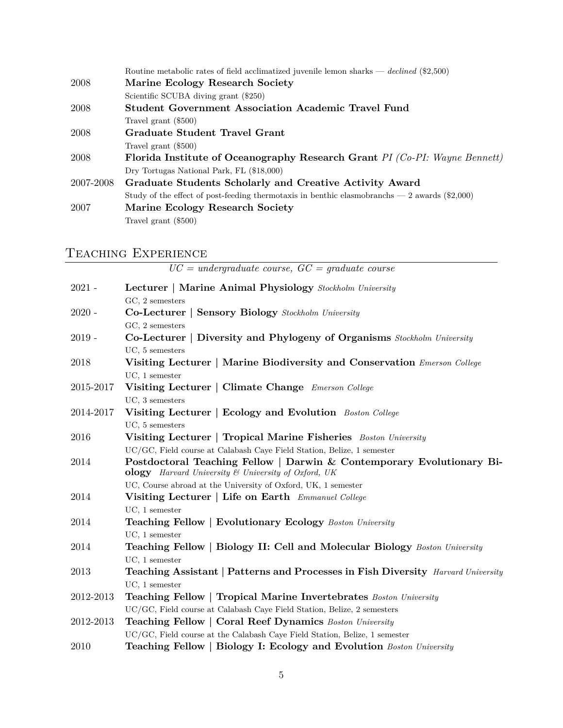Routine metabolic rates of field acclimatized juvenile lemon sharks — *declined* ($2,500)

2008 **Marine Ecology Research Society**
Scientific SCUBA diving grant ($250)

2008 **Student Government Association Academic Travel Fund**
Travel grant ($500)

2008 **Graduate Student Travel Grant**
Travel grant ($500)

2008 **Florida Institute of Oceanography Research Grant** *PI (Co-PI: Wayne Bennett)*
Dry Tortugas National Park, FL ($18,000)

2007-2008 **Graduate Students Scholarly and Creative Activity Award**
Study of the effect of post-feeding thermotaxis in benthic elasmobranchs — 2 awards ($2,000)

2007 **Marine Ecology Research Society**
Travel grant ($500)

## Teaching Experience

*UC = undergraduate course, GC = graduate course*

2021 - **Lecturer | Marine Animal Physiology** *Stockholm University*
GC, 2 semesters

2020 - **Co-Lecturer | Sensory Biology** *Stockholm University*
GC, 2 semesters

2019 - **Co-Lecturer | Diversity and Phylogeny of Organisms** *Stockholm University*
UC, 5 semesters

2018 **Visiting Lecturer | Marine Biodiversity and Conservation** *Emerson College*
UC, 1 semester

2015-2017 **Visiting Lecturer | Climate Change** *Emerson College*
UC, 3 semesters

2014-2017 **Visiting Lecturer | Ecology and Evolution** *Boston College*
UC, 5 semesters

2016 **Visiting Lecturer | Tropical Marine Fisheries** *Boston University*
UC/GC, Field course at Calabash Caye Field Station, Belize, 1 semester

2014 **Postdoctoral Teaching Fellow | Darwin & Contemporary Evolutionary Biology** *Harvard University & University of Oxford, UK*
UC, Course abroad at the University of Oxford, UK, 1 semester

2014 **Visiting Lecturer | Life on Earth** *Emmanuel College*
UC, 1 semester

2014 **Teaching Fellow | Evolutionary Ecology** *Boston University*
UC, 1 semester

2014 **Teaching Fellow | Biology II: Cell and Molecular Biology** *Boston University*
UC, 1 semester

2013 **Teaching Assistant | Patterns and Processes in Fish Diversity** *Harvard University*
UC, 1 semester

2012-2013 **Teaching Fellow | Tropical Marine Invertebrates** *Boston University*
UC/GC, Field course at Calabash Caye Field Station, Belize, 2 semesters

2012-2013 **Teaching Fellow | Coral Reef Dynamics** *Boston University*
UC/GC, Field course at the Calabash Caye Field Station, Belize, 1 semester

2010 **Teaching Fellow | Biology I: Ecology and Evolution** *Boston University*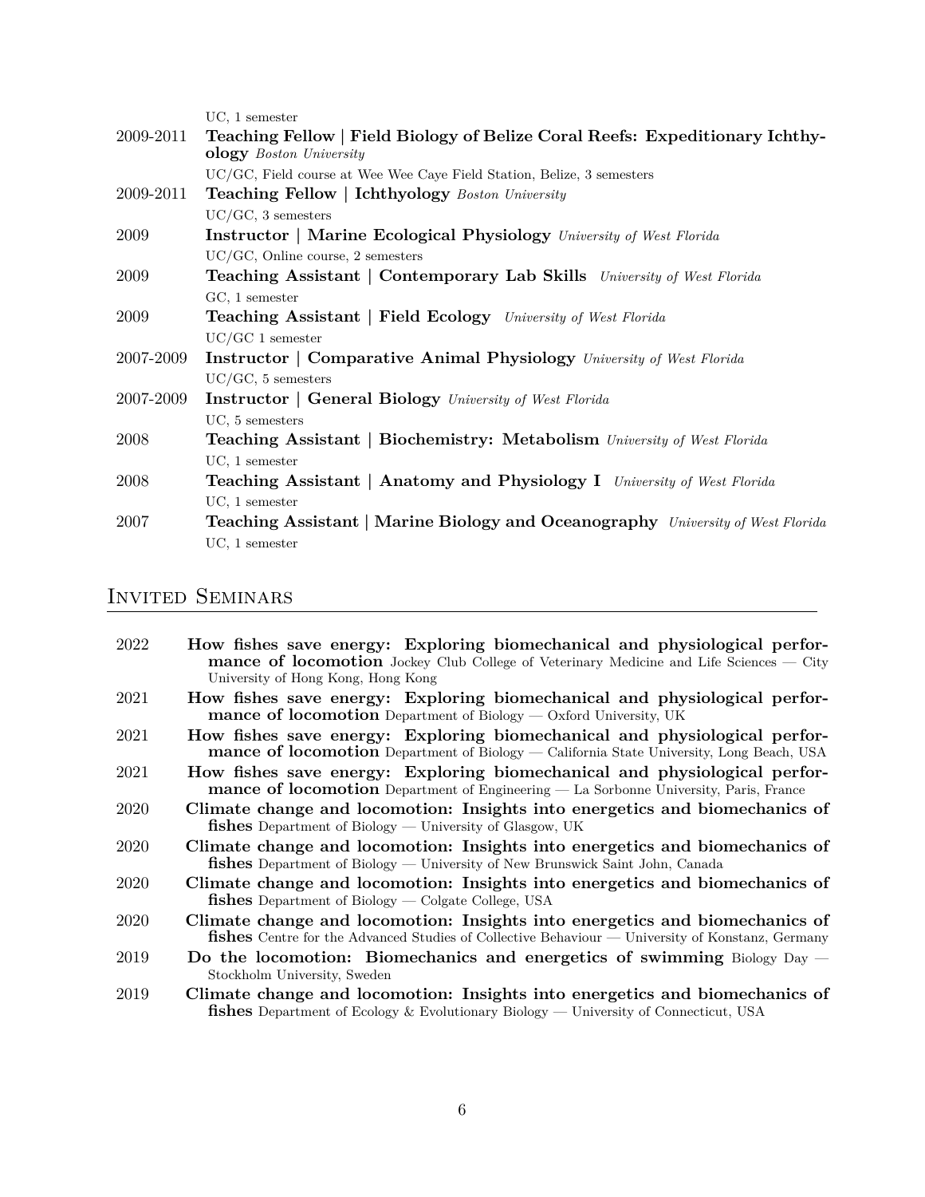UC, 1 semester

2009-2011 **Teaching Fellow | Field Biology of Belize Coral Reefs: Expeditionary Ichthyology** *Boston University*
UC/GC, Field course at Wee Wee Caye Field Station, Belize, 3 semesters

2009-2011 **Teaching Fellow | Ichthyology** *Boston University*
UC/GC, 3 semesters

2009 **Instructor | Marine Ecological Physiology** *University of West Florida*
UC/GC, Online course, 2 semesters

2009 **Teaching Assistant | Contemporary Lab Skills** *University of West Florida*
GC, 1 semester

2009 **Teaching Assistant | Field Ecology** *University of West Florida*
UC/GC 1 semester

2007-2009 **Instructor | Comparative Animal Physiology** *University of West Florida*
UC/GC, 5 semesters

2007-2009 **Instructor | General Biology** *University of West Florida*
UC, 5 semesters

2008 **Teaching Assistant | Biochemistry: Metabolism** *University of West Florida*
UC, 1 semester

2008 **Teaching Assistant | Anatomy and Physiology I** *University of West Florida*
UC, 1 semester

2007 **Teaching Assistant | Marine Biology and Oceanography** *University of West Florida*
UC, 1 semester

## Invited Seminars

2022 **How fishes save energy: Exploring biomechanical and physiological performance of locomotion** Jockey Club College of Veterinary Medicine and Life Sciences — City University of Hong Kong, Hong Kong

2021 **How fishes save energy: Exploring biomechanical and physiological performance of locomotion** Department of Biology — Oxford University, UK

2021 **How fishes save energy: Exploring biomechanical and physiological performance of locomotion** Department of Biology — California State University, Long Beach, USA

2021 **How fishes save energy: Exploring biomechanical and physiological performance of locomotion** Department of Engineering — La Sorbonne University, Paris, France

2020 **Climate change and locomotion: Insights into energetics and biomechanics of fishes** Department of Biology — University of Glasgow, UK

2020 **Climate change and locomotion: Insights into energetics and biomechanics of fishes** Department of Biology — University of New Brunswick Saint John, Canada

2020 **Climate change and locomotion: Insights into energetics and biomechanics of fishes** Department of Biology — Colgate College, USA

2020 **Climate change and locomotion: Insights into energetics and biomechanics of fishes** Centre for the Advanced Studies of Collective Behaviour — University of Konstanz, Germany

2019 **Do the locomotion: Biomechanics and energetics of swimming** Biology Day — Stockholm University, Sweden

2019 **Climate change and locomotion: Insights into energetics and biomechanics of fishes** Department of Ecology & Evolutionary Biology — University of Connecticut, USA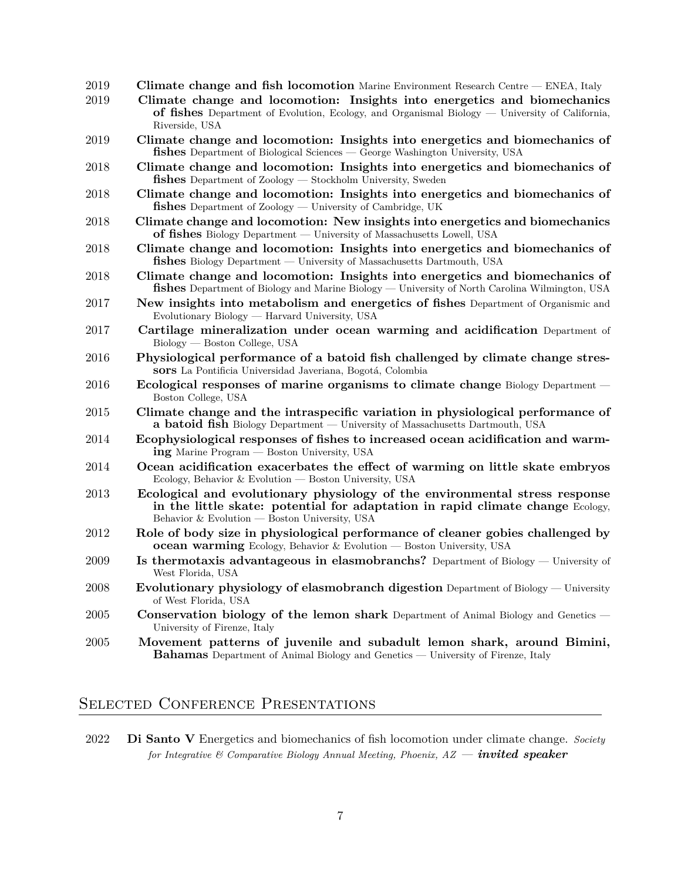2019 **Climate change and fish locomotion** Marine Environment Research Centre — ENEA, Italy

2019 **Climate change and locomotion: Insights into energetics and biomechanics of fishes** Department of Evolution, Ecology, and Organismal Biology — University of California, Riverside, USA

2019 **Climate change and locomotion: Insights into energetics and biomechanics of fishes** Department of Biological Sciences — George Washington University, USA

2018 **Climate change and locomotion: Insights into energetics and biomechanics of fishes** Department of Zoology — Stockholm University, Sweden

2018 **Climate change and locomotion: Insights into energetics and biomechanics of fishes** Department of Zoology — University of Cambridge, UK

2018 **Climate change and locomotion: New insights into energetics and biomechanics of fishes** Biology Department — University of Massachusetts Lowell, USA

2018 **Climate change and locomotion: Insights into energetics and biomechanics of fishes** Biology Department — University of Massachusetts Dartmouth, USA

2018 **Climate change and locomotion: Insights into energetics and biomechanics of fishes** Department of Biology and Marine Biology — University of North Carolina Wilmington, USA

2017 **New insights into metabolism and energetics of fishes** Department of Organismic and Evolutionary Biology — Harvard University, USA

2017 **Cartilage mineralization under ocean warming and acidification** Department of Biology — Boston College, USA

2016 **Physiological performance of a batoid fish challenged by climate change stressors** La Pontificia Universidad Javeriana, Bogotá, Colombia

2016 **Ecological responses of marine organisms to climate change** Biology Department — Boston College, USA

2015 **Climate change and the intraspecific variation in physiological performance of a batoid fish** Biology Department — University of Massachusetts Dartmouth, USA

2014 **Ecophysiological responses of fishes to increased ocean acidification and warming** Marine Program — Boston University, USA

2014 **Ocean acidification exacerbates the effect of warming on little skate embryos** Ecology, Behavior & Evolution — Boston University, USA

2013 **Ecological and evolutionary physiology of the environmental stress response in the little skate: potential for adaptation in rapid climate change** Ecology, Behavior & Evolution — Boston University, USA

2012 **Role of body size in physiological performance of cleaner gobies challenged by ocean warming** Ecology, Behavior & Evolution — Boston University, USA

2009 **Is thermotaxis advantageous in elasmobranchs?** Department of Biology — University of West Florida, USA

2008 **Evolutionary physiology of elasmobranch digestion** Department of Biology — University of West Florida, USA

2005 **Conservation biology of the lemon shark** Department of Animal Biology and Genetics — University of Firenze, Italy

2005 **Movement patterns of juvenile and subadult lemon shark, around Bimini, Bahamas** Department of Animal Biology and Genetics — University of Firenze, Italy

## Selected Conference Presentations

2022 **Di Santo V** Energetics and biomechanics of fish locomotion under climate change. *Society for Integrative & Comparative Biology Annual Meeting, Phoenix, AZ* — ***invited speaker***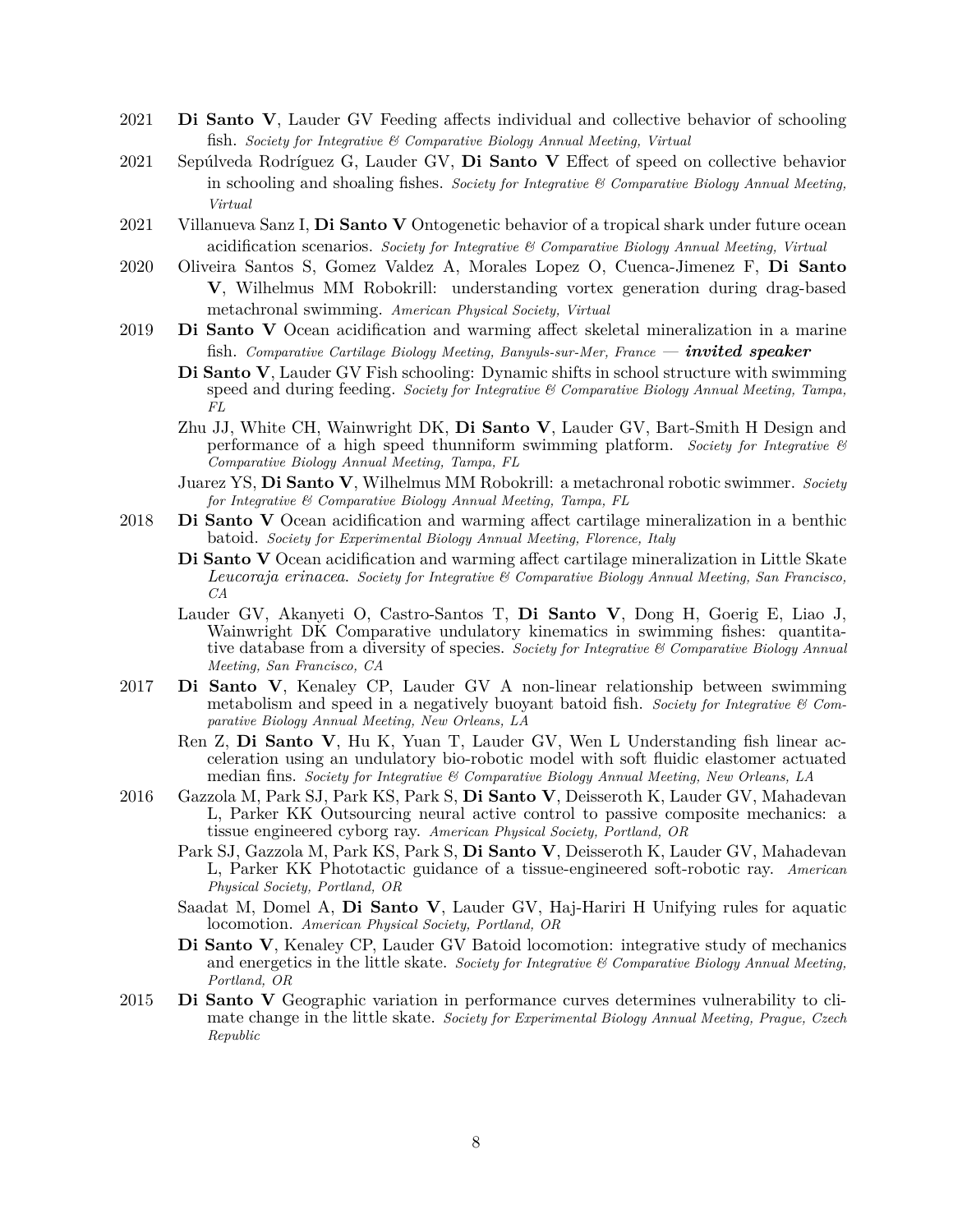2021 **Di Santo V**, Lauder GV Feeding affects individual and collective behavior of schooling fish. *Society for Integrative & Comparative Biology Annual Meeting, Virtual*

2021 Sepúlveda Rodríguez G, Lauder GV, **Di Santo V** Effect of speed on collective behavior in schooling and shoaling fishes. *Society for Integrative & Comparative Biology Annual Meeting, Virtual*

2021 Villanueva Sanz I, **Di Santo V** Ontogenetic behavior of a tropical shark under future ocean acidification scenarios. *Society for Integrative & Comparative Biology Annual Meeting, Virtual*

2020 Oliveira Santos S, Gomez Valdez A, Morales Lopez O, Cuenca-Jimenez F, **Di Santo V**, Wilhelmus MM Robokrill: understanding vortex generation during drag-based metachronal swimming. *American Physical Society, Virtual*

2019 **Di Santo V** Ocean acidification and warming affect skeletal mineralization in a marine fish. *Comparative Cartilage Biology Meeting, Banyuls-sur-Mer, France — **invited speaker***

**Di Santo V**, Lauder GV Fish schooling: Dynamic shifts in school structure with swimming speed and during feeding. *Society for Integrative & Comparative Biology Annual Meeting, Tampa, FL*

Zhu JJ, White CH, Wainwright DK, **Di Santo V**, Lauder GV, Bart-Smith H Design and performance of a high speed thunniform swimming platform. *Society for Integrative & Comparative Biology Annual Meeting, Tampa, FL*

Juarez YS, **Di Santo V**, Wilhelmus MM Robokrill: a metachronal robotic swimmer. *Society for Integrative & Comparative Biology Annual Meeting, Tampa, FL*

2018 **Di Santo V** Ocean acidification and warming affect cartilage mineralization in a benthic batoid. *Society for Experimental Biology Annual Meeting, Florence, Italy*

**Di Santo V** Ocean acidification and warming affect cartilage mineralization in Little Skate *Leucoraja erinacea*. *Society for Integrative & Comparative Biology Annual Meeting, San Francisco, CA*

Lauder GV, Akanyeti O, Castro-Santos T, **Di Santo V**, Dong H, Goerig E, Liao J, Wainwright DK Comparative undulatory kinematics in swimming fishes: quantitative database from a diversity of species. *Society for Integrative & Comparative Biology Annual Meeting, San Francisco, CA*

2017 **Di Santo V**, Kenaley CP, Lauder GV A non-linear relationship between swimming metabolism and speed in a negatively buoyant batoid fish. *Society for Integrative & Comparative Biology Annual Meeting, New Orleans, LA*

Ren Z, **Di Santo V**, Hu K, Yuan T, Lauder GV, Wen L Understanding fish linear acceleration using an undulatory bio-robotic model with soft fluidic elastomer actuated median fins. *Society for Integrative & Comparative Biology Annual Meeting, New Orleans, LA*

2016 Gazzola M, Park SJ, Park KS, Park S, **Di Santo V**, Deisseroth K, Lauder GV, Mahadevan L, Parker KK Outsourcing neural active control to passive composite mechanics: a tissue engineered cyborg ray. *American Physical Society, Portland, OR*

Park SJ, Gazzola M, Park KS, Park S, **Di Santo V**, Deisseroth K, Lauder GV, Mahadevan L, Parker KK Phototactic guidance of a tissue-engineered soft-robotic ray. *American Physical Society, Portland, OR*

Saadat M, Domel A, **Di Santo V**, Lauder GV, Haj-Hariri H Unifying rules for aquatic locomotion. *American Physical Society, Portland, OR*

**Di Santo V**, Kenaley CP, Lauder GV Batoid locomotion: integrative study of mechanics and energetics in the little skate. *Society for Integrative & Comparative Biology Annual Meeting, Portland, OR*

2015 **Di Santo V** Geographic variation in performance curves determines vulnerability to climate change in the little skate. *Society for Experimental Biology Annual Meeting, Prague, Czech Republic*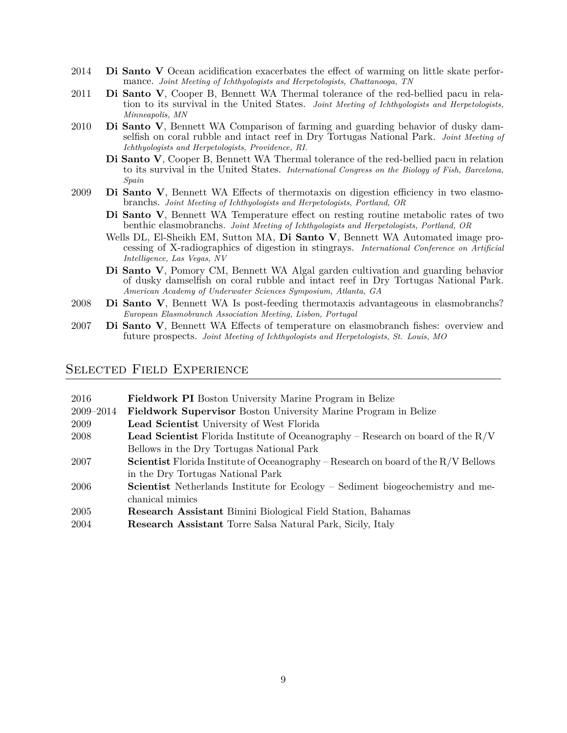2014 **Di Santo V** Ocean acidification exacerbates the effect of warming on little skate performance. *Joint Meeting of Ichthyologists and Herpetologists, Chattanooga, TN*

2011 **Di Santo V**, Cooper B, Bennett WA Thermal tolerance of the red-bellied pacu in relation to its survival in the United States. *Joint Meeting of Ichthyologists and Herpetologists, Minneapolis, MN*

2010 **Di Santo V**, Bennett WA Comparison of farming and guarding behavior of dusky damselfish on coral rubble and intact reef in Dry Tortugas National Park. *Joint Meeting of Ichthyologists and Herpetologists, Providence, RI.*

**Di Santo V**, Cooper B, Bennett WA Thermal tolerance of the red-bellied pacu in relation to its survival in the United States. *International Congress on the Biology of Fish, Barcelona, Spain*

2009 **Di Santo V**, Bennett WA Effects of thermotaxis on digestion efficiency in two elasmobranchs. *Joint Meeting of Ichthyologists and Herpetologists, Portland, OR*

**Di Santo V**, Bennett WA Temperature effect on resting routine metabolic rates of two benthic elasmobranchs. *Joint Meeting of Ichthyologists and Herpetologists, Portland, OR*

Wells DL, El-Sheikh EM, Sutton MA, **Di Santo V**, Bennett WA Automated image processing of X-radiographics of digestion in stingrays. *International Conference on Artificial Intelligence, Las Vegas, NV*

**Di Santo V**, Pomory CM, Bennett WA Algal garden cultivation and guarding behavior of dusky damselfish on coral rubble and intact reef in Dry Tortugas National Park. *American Academy of Underwater Sciences Symposium, Atlanta, GA*

2008 **Di Santo V**, Bennett WA Is post-feeding thermotaxis advantageous in elasmobranchs? *European Elasmobranch Association Meeting, Lisbon, Portugal*

2007 **Di Santo V**, Bennett WA Effects of temperature on elasmobranch fishes: overview and future prospects. *Joint Meeting of Ichthyologists and Herpetologists, St. Louis, MO*

## Selected Field Experience

2016 **Fieldwork PI** Boston University Marine Program in Belize

2009–2014 **Fieldwork Supervisor** Boston University Marine Program in Belize

2009 **Lead Scientist** University of West Florida

2008 **Lead Scientist** Florida Institute of Oceanography – Research on board of the R/V Bellows in the Dry Tortugas National Park

2007 **Scientist** Florida Institute of Oceanography – Research on board of the R/V Bellows in the Dry Tortugas National Park

2006 **Scientist** Netherlands Institute for Ecology – Sediment biogeochemistry and mechanical mimics

2005 **Research Assistant** Bimini Biological Field Station, Bahamas

2004 **Research Assistant** Torre Salsa Natural Park, Sicily, Italy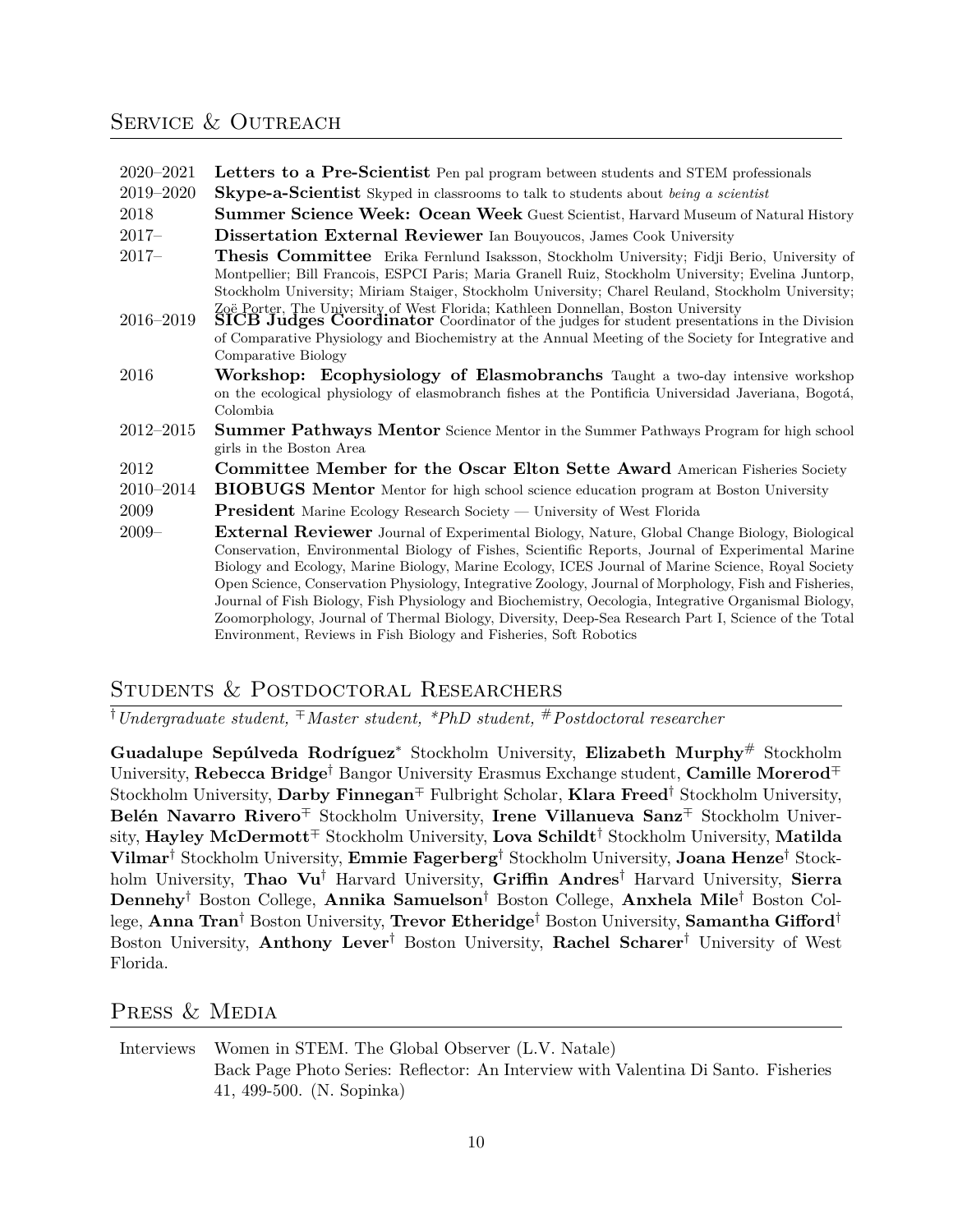## Service & Outreach

| | |
|---|---|
| 2020–2021 | **Letters to a Pre-Scientist** Pen pal program between students and STEM professionals |
| 2019–2020 | **Skype-a-Scientist** Skyped in classrooms to talk to students about *being a scientist* |
| 2018 | **Summer Science Week: Ocean Week** Guest Scientist, Harvard Museum of Natural History |
| 2017– | **Dissertation External Reviewer** Ian Bouyoucos, James Cook University |
| 2017– | **Thesis Committee** Erika Fernlund Isaksson, Stockholm University; Fidji Berio, University of Montpellier; Bill Francois, ESPCI Paris; Maria Granell Ruiz, Stockholm University; Evelina Juntorp, Stockholm University; Miriam Staiger, Stockholm University; Charel Reuland, Stockholm University; Zoë Porter, The University of West Florida; Kathleen Donnellan, Boston University |
| 2016–2019 | **SICB Judges Coordinator** Coordinator of the judges for student presentations in the Division of Comparative Physiology and Biochemistry at the Annual Meeting of the Society for Integrative and Comparative Biology |
| 2016 | **Workshop: Ecophysiology of Elasmobranchs** Taught a two-day intensive workshop on the ecological physiology of elasmobranch fishes at the Pontificia Universidad Javeriana, Bogotá, Colombia |
| 2012–2015 | **Summer Pathways Mentor** Science Mentor in the Summer Pathways Program for high school girls in the Boston Area |
| 2012 | **Committee Member for the Oscar Elton Sette Award** American Fisheries Society |
| 2010–2014 | **BIOBUGS Mentor** Mentor for high school science education program at Boston University |
| 2009 | **President** Marine Ecology Research Society — University of West Florida |
| 2009– | **External Reviewer** Journal of Experimental Biology, Nature, Global Change Biology, Biological Conservation, Environmental Biology of Fishes, Scientific Reports, Journal of Experimental Marine Biology and Ecology, Marine Biology, Marine Ecology, ICES Journal of Marine Science, Royal Society Open Science, Conservation Physiology, Integrative Zoology, Journal of Morphology, Fish and Fisheries, Journal of Fish Biology, Fish Physiology and Biochemistry, Oecologia, Integrative Organismal Biology, Zoomorphology, Journal of Thermal Biology, Diversity, Deep-Sea Research Part I, Science of the Total Environment, Reviews in Fish Biology and Fisheries, Soft Robotics |

## Students & Postdoctoral Researchers

†*Undergraduate student,* ∓*Master student, \*PhD student,* #*Postdoctoral researcher*

**Guadalupe Sepúlveda Rodríguez*** Stockholm University, **Elizabeth Murphy#** Stockholm University, **Rebecca Bridge†** Bangor University Erasmus Exchange student, **Camille Morerod∓** Stockholm University, **Darby Finnegan∓** Fulbright Scholar, **Klara Freed†** Stockholm University, **Belén Navarro Rivero∓** Stockholm University, **Irene Villanueva Sanz∓** Stockholm University, **Hayley McDermott∓** Stockholm University, **Lova Schildt†** Stockholm University, **Matilda Vilmar†** Stockholm University, **Emmie Fagerberg†** Stockholm University, **Joana Henze†** Stockholm University, **Thao Vu†** Harvard University, **Griffin Andres†** Harvard University, **Sierra Dennehy†** Boston College, **Annika Samuelson†** Boston College, **Anxhela Mile†** Boston College, **Anna Tran†** Boston University, **Trevor Etheridge†** Boston University, **Samantha Gifford†** Boston University, **Anthony Lever†** Boston University, **Rachel Scharer†** University of West Florida.

## Press & Media

| | |
|---|---|
| Interviews | Women in STEM. The Global Observer (L.V. Natale) |
| | Back Page Photo Series: Reflector: An Interview with Valentina Di Santo. Fisheries 41, 499-500. (N. Sopinka) |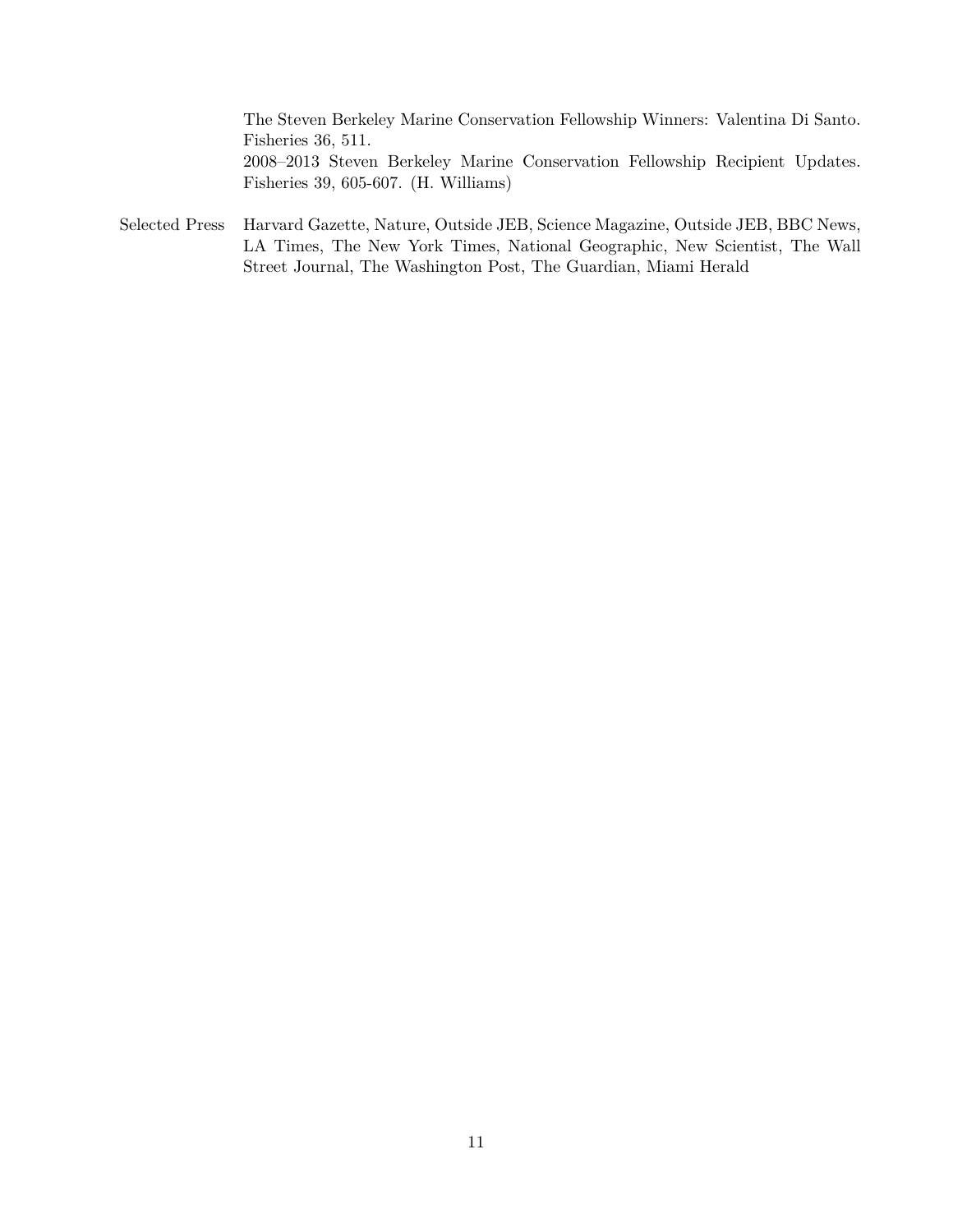The Steven Berkeley Marine Conservation Fellowship Winners: Valentina Di Santo. Fisheries 36, 511.

2008–2013 Steven Berkeley Marine Conservation Fellowship Recipient Updates. Fisheries 39, 605-607. (H. Williams)

Selected Press Harvard Gazette, Nature, Outside JEB, Science Magazine, Outside JEB, BBC News, LA Times, The New York Times, National Geographic, New Scientist, The Wall Street Journal, The Washington Post, The Guardian, Miami Herald